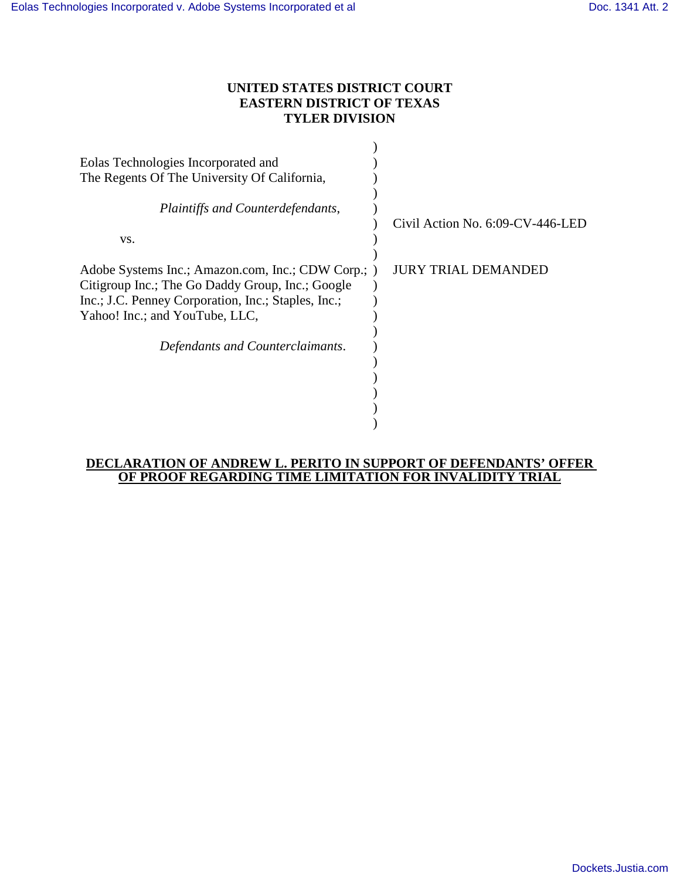**UNITED STATES DISTRICT COURT**
**EASTERN DISTRICT OF TEXAS**
**TYLER DIVISION**

Eolas Technologies Incorporated and
The Regents Of The University Of California,

*Plaintiffs and Counterdefendants*,

vs.

Adobe Systems Inc.; Amazon.com, Inc.; CDW Corp.; Citigroup Inc.; The Go Daddy Group, Inc.; Google Inc.; J.C. Penney Corporation, Inc.; Staples, Inc.; Yahoo! Inc.; and YouTube, LLC,

*Defendants and Counterclaimants*.

Civil Action No. 6:09-CV-446-LED

JURY TRIAL DEMANDED

**DECLARATION OF ANDREW L. PERITO IN SUPPORT OF DEFENDANTS' OFFER OF PROOF REGARDING TIME LIMITATION FOR INVALIDITY TRIAL**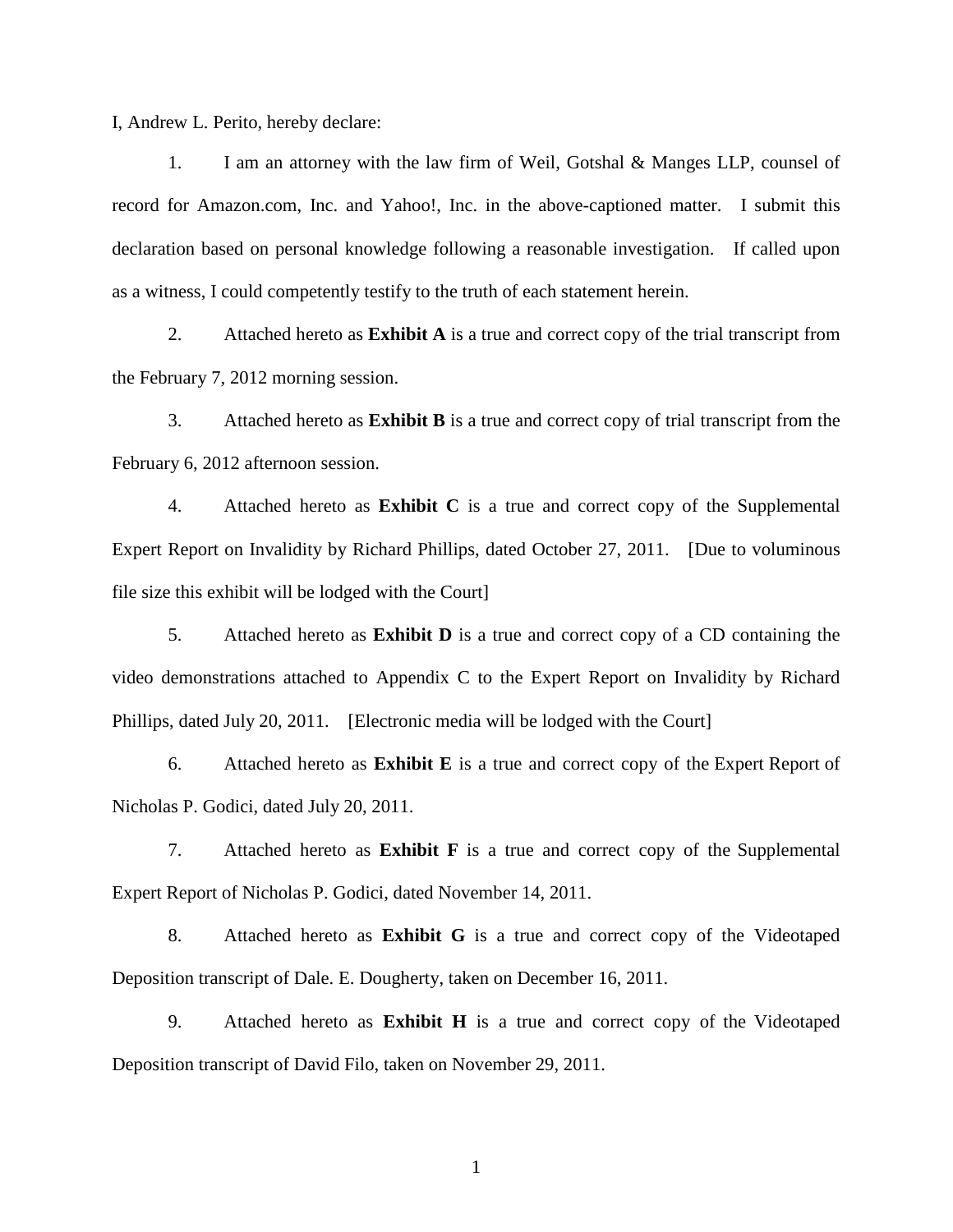I, Andrew L. Perito, hereby declare:

1. I am an attorney with the law firm of Weil, Gotshal & Manges LLP, counsel of record for Amazon.com, Inc. and Yahoo!, Inc. in the above-captioned matter. I submit this declaration based on personal knowledge following a reasonable investigation. If called upon as a witness, I could competently testify to the truth of each statement herein.

2. Attached hereto as **Exhibit A** is a true and correct copy of the trial transcript from the February 7, 2012 morning session.

3. Attached hereto as **Exhibit B** is a true and correct copy of trial transcript from the February 6, 2012 afternoon session.

4. Attached hereto as **Exhibit C** is a true and correct copy of the Supplemental Expert Report on Invalidity by Richard Phillips, dated October 27, 2011. [Due to voluminous file size this exhibit will be lodged with the Court]

5. Attached hereto as **Exhibit D** is a true and correct copy of a CD containing the video demonstrations attached to Appendix C to the Expert Report on Invalidity by Richard Phillips, dated July 20, 2011. [Electronic media will be lodged with the Court]

6. Attached hereto as **Exhibit E** is a true and correct copy of the Expert Report of Nicholas P. Godici, dated July 20, 2011.

7. Attached hereto as **Exhibit F** is a true and correct copy of the Supplemental Expert Report of Nicholas P. Godici, dated November 14, 2011.

8. Attached hereto as **Exhibit G** is a true and correct copy of the Videotaped Deposition transcript of Dale. E. Dougherty, taken on December 16, 2011.

9. Attached hereto as **Exhibit H** is a true and correct copy of the Videotaped Deposition transcript of David Filo, taken on November 29, 2011.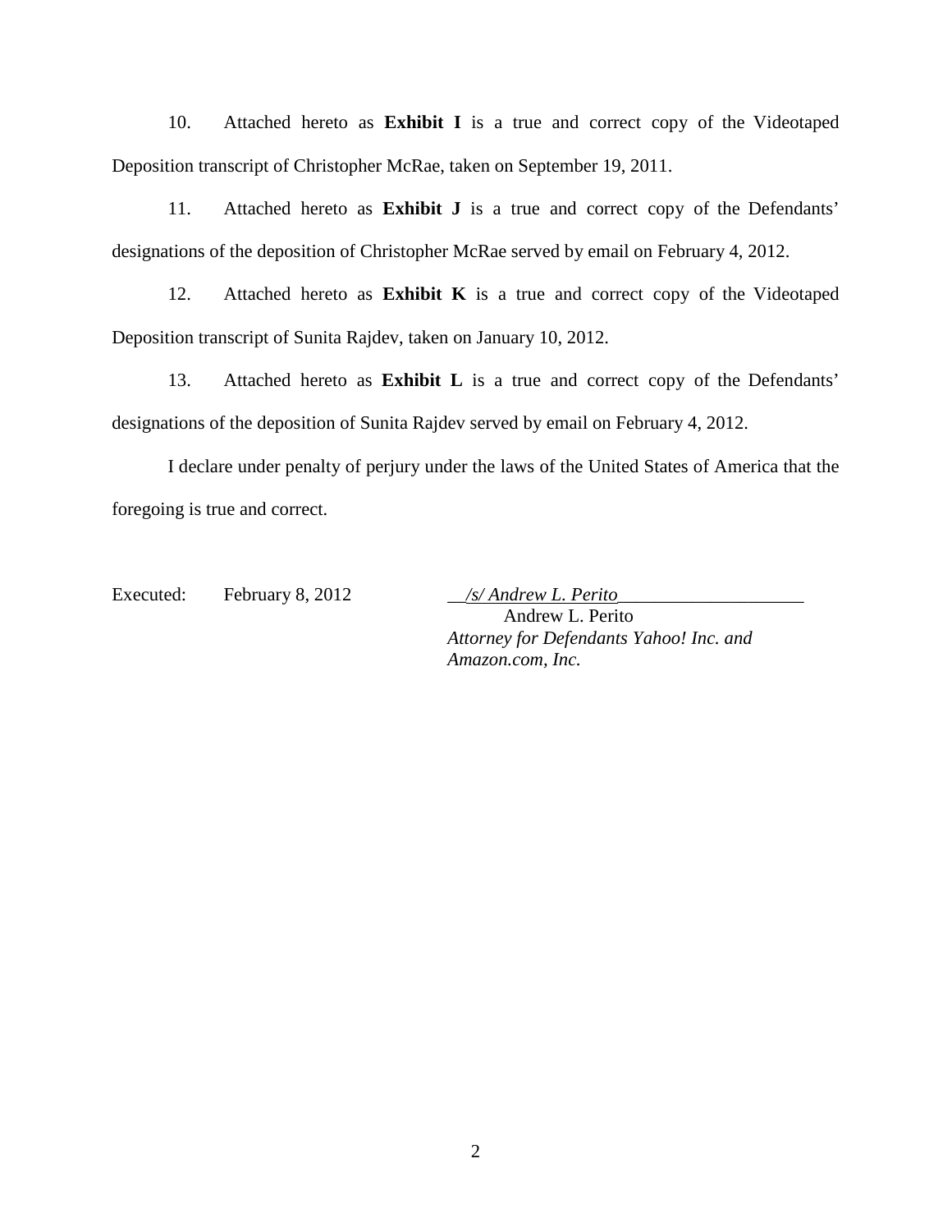10. Attached hereto as **Exhibit I** is a true and correct copy of the Videotaped Deposition transcript of Christopher McRae, taken on September 19, 2011.

11. Attached hereto as **Exhibit J** is a true and correct copy of the Defendants' designations of the deposition of Christopher McRae served by email on February 4, 2012.

12. Attached hereto as **Exhibit K** is a true and correct copy of the Videotaped Deposition transcript of Sunita Rajdev, taken on January 10, 2012.

13. Attached hereto as **Exhibit L** is a true and correct copy of the Defendants' designations of the deposition of Sunita Rajdev served by email on February 4, 2012.

I declare under penalty of perjury under the laws of the United States of America that the foregoing is true and correct.

Executed: February 8, 2012

*/s/ Andrew L. Perito*
Andrew L. Perito
*Attorney for Defendants Yahoo! Inc. and Amazon.com, Inc.*